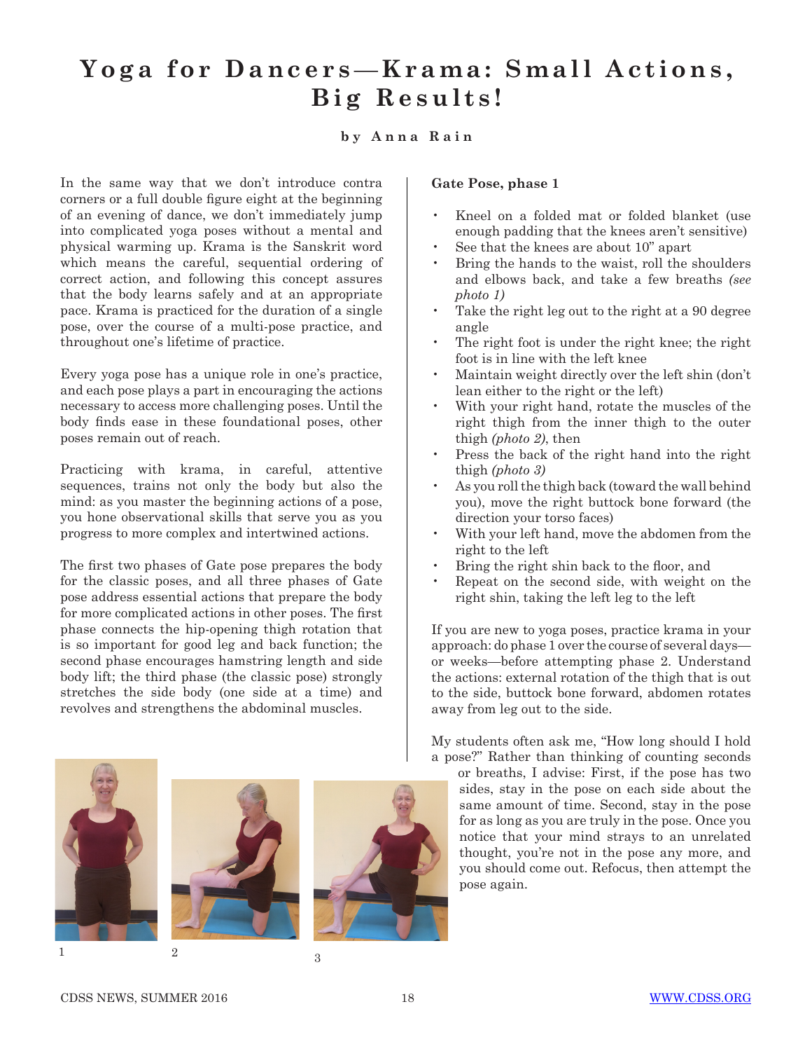# Yoga for Dancers—Krama: Small Actions, Big Results!

**by Anna Rain**

In the same way that we don't introduce contra corners or a full double figure eight at the beginning of an evening of dance, we don't immediately jump into complicated yoga poses without a mental and physical warming up. Krama is the Sanskrit word which means the careful, sequential ordering of correct action, and following this concept assures that the body learns safely and at an appropriate pace. Krama is practiced for the duration of a single pose, over the course of a multi-pose practice, and throughout one's lifetime of practice.

Every yoga pose has a unique role in one's practice, and each pose plays a part in encouraging the actions necessary to access more challenging poses. Until the body finds ease in these foundational poses, other poses remain out of reach.

Practicing with krama, in careful, attentive sequences, trains not only the body but also the mind: as you master the beginning actions of a pose, you hone observational skills that serve you as you progress to more complex and intertwined actions.

The first two phases of Gate pose prepares the body for the classic poses, and all three phases of Gate pose address essential actions that prepare the body for more complicated actions in other poses. The first phase connects the hip-opening thigh rotation that is so important for good leg and back function; the second phase encourages hamstring length and side body lift; the third phase (the classic pose) strongly stretches the side body (one side at a time) and revolves and strengthens the abdominal muscles.

1

2

3

**Gate Pose, phase 1**

- Kneel on a folded mat or folded blanket (use enough padding that the knees aren't sensitive)
- See that the knees are about 10" apart
- Bring the hands to the waist, roll the shoulders and elbows back, and take a few breaths *(see photo 1)*
- Take the right leg out to the right at a 90 degree angle
- The right foot is under the right knee; the right foot is in line with the left knee
- Maintain weight directly over the left shin (don't lean either to the right or the left)
- With your right hand, rotate the muscles of the right thigh from the inner thigh to the outer thigh *(photo 2)*, then
- Press the back of the right hand into the right thigh *(photo 3)*
- As you roll the thigh back (toward the wall behind you), move the right buttock bone forward (the direction your torso faces)
- With your left hand, move the abdomen from the right to the left
- Bring the right shin back to the floor, and
- Repeat on the second side, with weight on the right shin, taking the left leg to the left

If you are new to yoga poses, practice krama in your approach: do phase 1 over the course of several days—or weeks—before attempting phase 2. Understand the actions: external rotation of the thigh that is out to the side, buttock bone forward, abdomen rotates away from leg out to the side.

My students often ask me, "How long should I hold a pose?" Rather than thinking of counting seconds or breaths, I advise: First, if the pose has two sides, stay in the pose on each side about the same amount of time. Second, stay in the pose for as long as you are truly in the pose. Once you notice that your mind strays to an unrelated thought, you're not in the pose any more, and you should come out. Refocus, then attempt the pose again.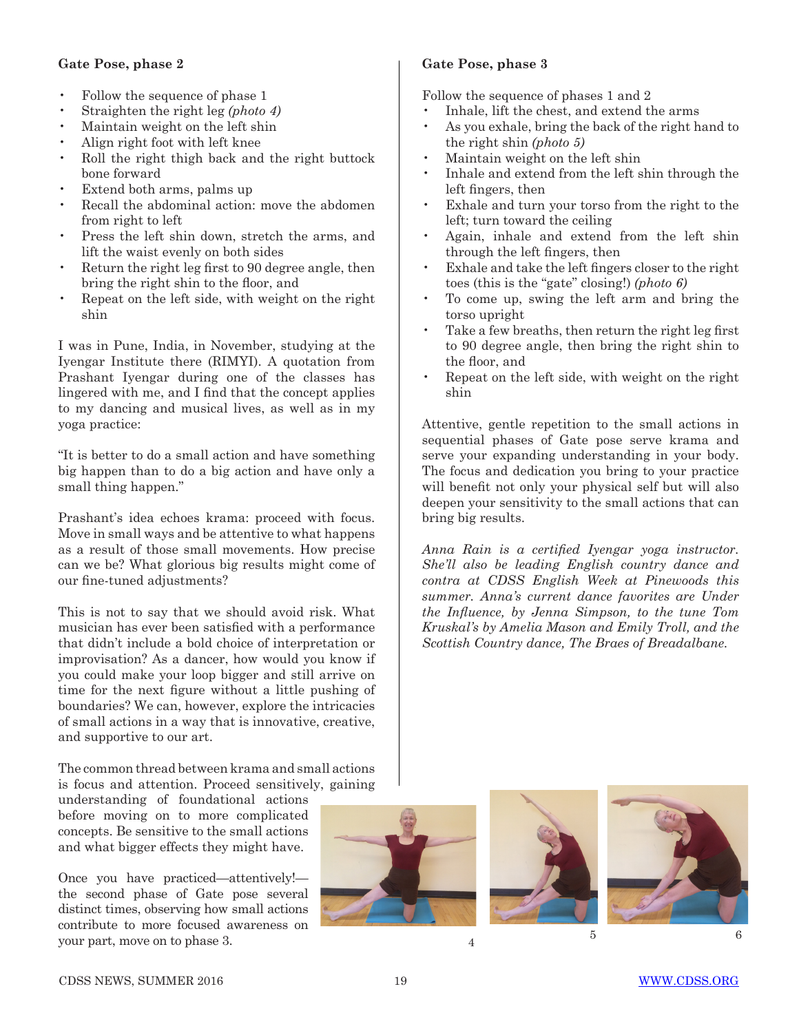**Gate Pose, phase 2**

- Follow the sequence of phase 1
- Straighten the right leg *(photo 4)*
- Maintain weight on the left shin
- Align right foot with left knee
- Roll the right thigh back and the right buttock bone forward
- Extend both arms, palms up
- Recall the abdominal action: move the abdomen from right to left
- Press the left shin down, stretch the arms, and lift the waist evenly on both sides
- Return the right leg first to 90 degree angle, then bring the right shin to the floor, and
- Repeat on the left side, with weight on the right shin

I was in Pune, India, in November, studying at the Iyengar Institute there (RIMYI). A quotation from Prashant Iyengar during one of the classes has lingered with me, and I find that the concept applies to my dancing and musical lives, as well as in my yoga practice:

"It is better to do a small action and have something big happen than to do a big action and have only a small thing happen."

Prashant's idea echoes krama: proceed with focus. Move in small ways and be attentive to what happens as a result of those small movements. How precise can we be? What glorious big results might come of our fine-tuned adjustments?

This is not to say that we should avoid risk. What musician has ever been satisfied with a performance that didn't include a bold choice of interpretation or improvisation? As a dancer, how would you know if you could make your loop bigger and still arrive on time for the next figure without a little pushing of boundaries? We can, however, explore the intricacies of small actions in a way that is innovative, creative, and supportive to our art.

The common thread between krama and small actions is focus and attention. Proceed sensitively, gaining understanding of foundational actions before moving on to more complicated concepts. Be sensitive to the small actions and what bigger effects they might have.

Once you have practiced—attentively!—the second phase of Gate pose several distinct times, observing how small actions contribute to more focused awareness on your part, move on to phase 3.

**Gate Pose, phase 3**

Follow the sequence of phases 1 and 2

- Inhale, lift the chest, and extend the arms
- As you exhale, bring the back of the right hand to the right shin *(photo 5)*
- Maintain weight on the left shin
- Inhale and extend from the left shin through the left fingers, then
- Exhale and turn your torso from the right to the left; turn toward the ceiling
- Again, inhale and extend from the left shin through the left fingers, then
- Exhale and take the left fingers closer to the right toes (this is the "gate" closing!) *(photo 6)*
- To come up, swing the left arm and bring the torso upright
- Take a few breaths, then return the right leg first to 90 degree angle, then bring the right shin to the floor, and
- Repeat on the left side, with weight on the right shin

Attentive, gentle repetition to the small actions in sequential phases of Gate pose serve krama and serve your expanding understanding in your body. The focus and dedication you bring to your practice will benefit not only your physical self but will also deepen your sensitivity to the small actions that can bring big results.

*Anna Rain is a certified Iyengar yoga instructor. She'll also be leading English country dance and contra at CDSS English Week at Pinewoods this summer. Anna's current dance favorites are Under the Influence, by Jenna Simpson, to the tune Tom Kruskal's by Amelia Mason and Emily Troll, and the Scottish Country dance, The Braes of Breadalbane.*

4

5

6